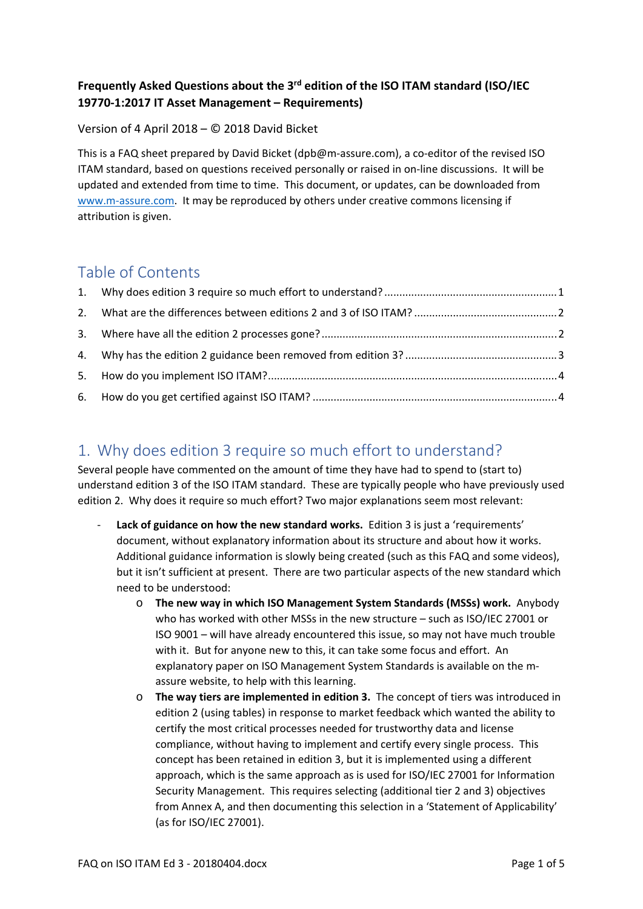**Frequently Asked Questions about the 3rd edition of the ISO ITAM standard (ISO/IEC 19770-1:2017 IT Asset Management – Requirements)**

Version of 4 April 2018 – © 2018 David Bicket

This is a FAQ sheet prepared by David Bicket (dpb@m-assure.com), a co-editor of the revised ISO ITAM standard, based on questions received personally or raised in on-line discussions. It will be updated and extended from time to time. This document, or updates, can be downloaded from [www.m-assure.com](www.m-assure.com). It may be reproduced by others under creative commons licensing if attribution is given.

## Table of Contents

1. Why does edition 3 require so much effort to understand? ..... 1
2. What are the differences between editions 2 and 3 of ISO ITAM? ..... 2
3. Where have all the edition 2 processes gone? ..... 2
4. Why has the edition 2 guidance been removed from edition 3? ..... 3
5. How do you implement ISO ITAM? ..... 4
6. How do you get certified against ISO ITAM? ..... 4

## 1. Why does edition 3 require so much effort to understand?

Several people have commented on the amount of time they have had to spend to (start to) understand edition 3 of the ISO ITAM standard. These are typically people who have previously used edition 2. Why does it require so much effort? Two major explanations seem most relevant:

- **Lack of guidance on how the new standard works.** Edition 3 is just a 'requirements' document, without explanatory information about its structure and about how it works. Additional guidance information is slowly being created (such as this FAQ and some videos), but it isn't sufficient at present. There are two particular aspects of the new standard which need to be understood:
  - **The new way in which ISO Management System Standards (MSSs) work.** Anybody who has worked with other MSSs in the new structure – such as ISO/IEC 27001 or ISO 9001 – will have already encountered this issue, so may not have much trouble with it. But for anyone new to this, it can take some focus and effort. An explanatory paper on ISO Management System Standards is available on the m-assure website, to help with this learning.
  - **The way tiers are implemented in edition 3.** The concept of tiers was introduced in edition 2 (using tables) in response to market feedback which wanted the ability to certify the most critical processes needed for trustworthy data and license compliance, without having to implement and certify every single process. This concept has been retained in edition 3, but it is implemented using a different approach, which is the same approach as is used for ISO/IEC 27001 for Information Security Management. This requires selecting (additional tier 2 and 3) objectives from Annex A, and then documenting this selection in a 'Statement of Applicability' (as for ISO/IEC 27001).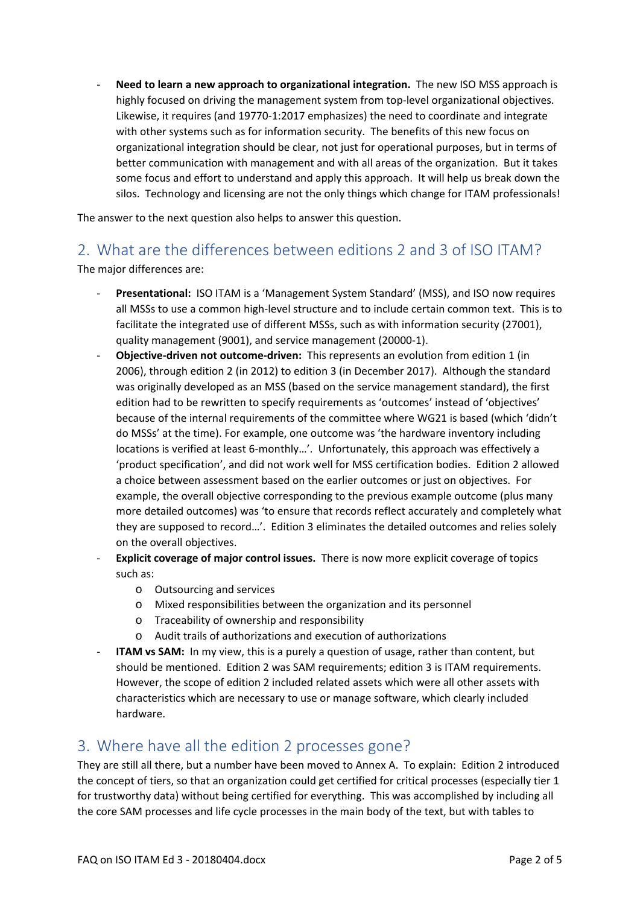- **Need to learn a new approach to organizational integration.** The new ISO MSS approach is highly focused on driving the management system from top-level organizational objectives. Likewise, it requires (and 19770-1:2017 emphasizes) the need to coordinate and integrate with other systems such as for information security. The benefits of this new focus on organizational integration should be clear, not just for operational purposes, but in terms of better communication with management and with all areas of the organization. But it takes some focus and effort to understand and apply this approach. It will help us break down the silos. Technology and licensing are not the only things which change for ITAM professionals!

The answer to the next question also helps to answer this question.

## 2. What are the differences between editions 2 and 3 of ISO ITAM?

The major differences are:

- **Presentational:** ISO ITAM is a 'Management System Standard' (MSS), and ISO now requires all MSSs to use a common high-level structure and to include certain common text. This is to facilitate the integrated use of different MSSs, such as with information security (27001), quality management (9001), and service management (20000-1).
- **Objective-driven not outcome-driven:** This represents an evolution from edition 1 (in 2006), through edition 2 (in 2012) to edition 3 (in December 2017). Although the standard was originally developed as an MSS (based on the service management standard), the first edition had to be rewritten to specify requirements as 'outcomes' instead of 'objectives' because of the internal requirements of the committee where WG21 is based (which 'didn't do MSSs' at the time). For example, one outcome was 'the hardware inventory including locations is verified at least 6-monthly…'. Unfortunately, this approach was effectively a 'product specification', and did not work well for MSS certification bodies. Edition 2 allowed a choice between assessment based on the earlier outcomes or just on objectives. For example, the overall objective corresponding to the previous example outcome (plus many more detailed outcomes) was 'to ensure that records reflect accurately and completely what they are supposed to record…'. Edition 3 eliminates the detailed outcomes and relies solely on the overall objectives.
- **Explicit coverage of major control issues.** There is now more explicit coverage of topics such as:
  - Outsourcing and services
  - Mixed responsibilities between the organization and its personnel
  - Traceability of ownership and responsibility
  - Audit trails of authorizations and execution of authorizations
- **ITAM vs SAM:** In my view, this is a purely a question of usage, rather than content, but should be mentioned. Edition 2 was SAM requirements; edition 3 is ITAM requirements. However, the scope of edition 2 included related assets which were all other assets with characteristics which are necessary to use or manage software, which clearly included hardware.

## 3. Where have all the edition 2 processes gone?

They are still all there, but a number have been moved to Annex A. To explain: Edition 2 introduced the concept of tiers, so that an organization could get certified for critical processes (especially tier 1 for trustworthy data) without being certified for everything. This was accomplished by including all the core SAM processes and life cycle processes in the main body of the text, but with tables to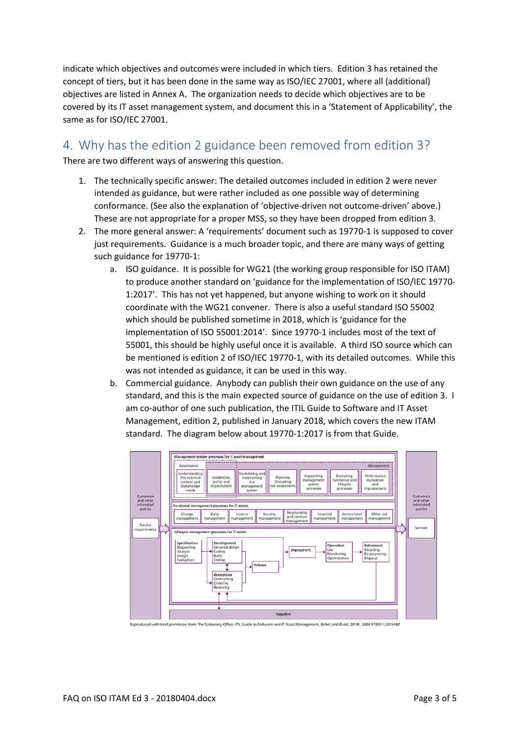indicate which objectives and outcomes were included in which tiers. Edition 3 has retained the concept of tiers, but it has been done in the same way as ISO/IEC 27001, where all (additional) objectives are listed in Annex A. The organization needs to decide which objectives are to be covered by its IT asset management system, and document this in a 'Statement of Applicability', the same as for ISO/IEC 27001.

## 4. Why has the edition 2 guidance been removed from edition 3?

There are two different ways of answering this question.

1. The technically specific answer: The detailed outcomes included in edition 2 were never intended as guidance, but were rather included as one possible way of determining conformance. (See also the explanation of 'objective-driven not outcome-driven' above.) These are not appropriate for a proper MSS, so they have been dropped from edition 3.
2. The more general answer: A 'requirements' document such as 19770-1 is supposed to cover just requirements. Guidance is a much broader topic, and there are many ways of getting such guidance for 19770-1:
    a. ISO guidance. It is possible for WG21 (the working group responsible for ISO ITAM) to produce another standard on 'guidance for the implementation of ISO/IEC 19770-1:2017'. This has not yet happened, but anyone wishing to work on it should coordinate with the WG21 convener. There is also a useful standard ISO 55002 which should be published sometime in 2018, which is 'guidance for the implementation of ISO 55001:2014'. Since 19770-1 includes most of the text of 55001, this should be highly useful once it is available. A third ISO source which can be mentioned is edition 2 of ISO/IEC 19770-1, with its detailed outcomes. While this was not intended as guidance, it can be used in this way.
    b. Commercial guidance. Anybody can publish their own guidance on the use of any standard, and this is the main expected source of guidance on the use of edition 3. I am co-author of one such publication, the ITIL Guide to Software and IT Asset Management, edition 2, published in January 2018, which covers the new ITAM standard. The diagram below about 19770-1:2017 is from that Guide.

Reproduced with kind permission from The Stationery Office. ITIL Guide to Software and IT Asset Management, Bicket and Rudd, 2018. ISBN 9780113315482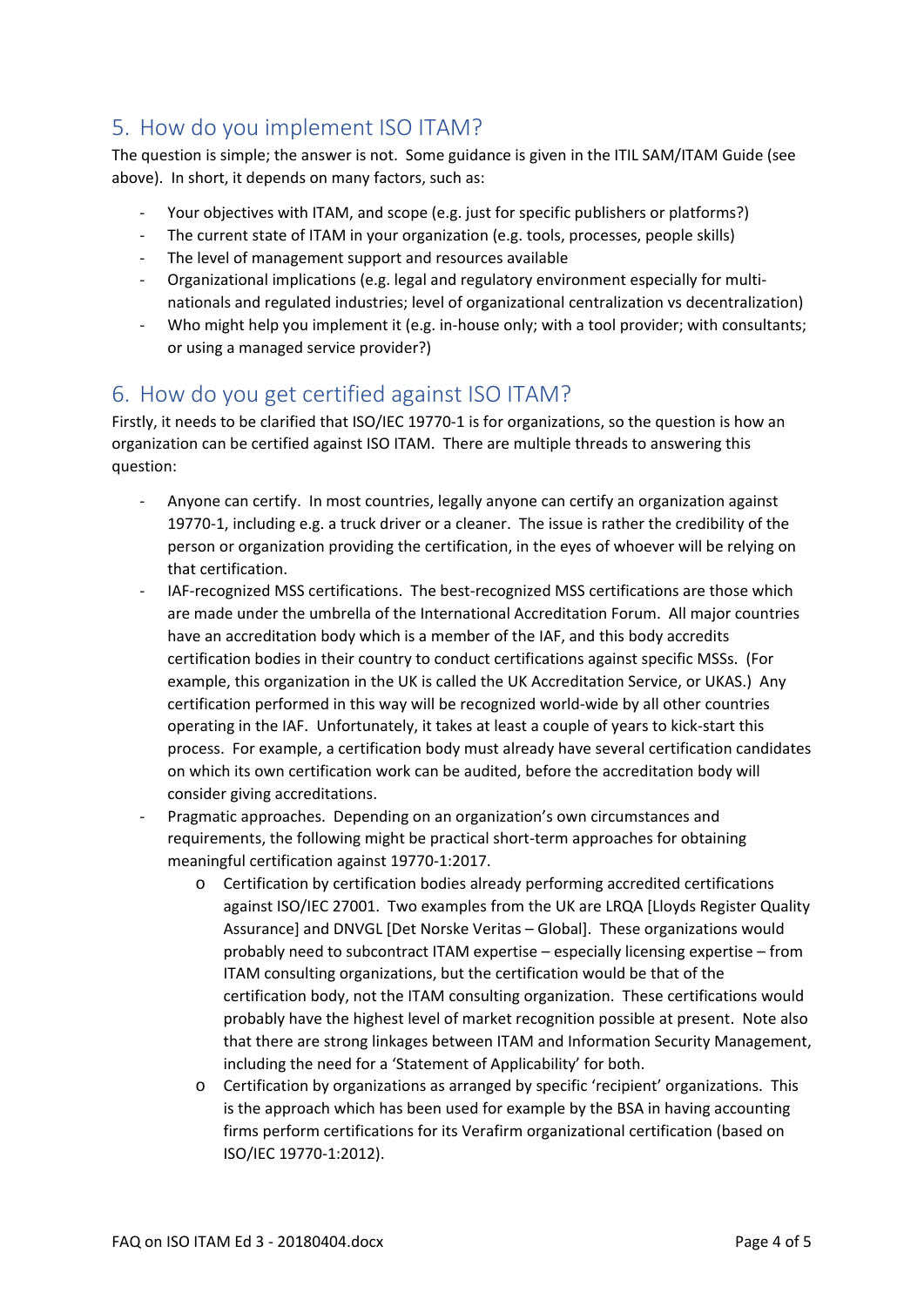## 5. How do you implement ISO ITAM?

The question is simple; the answer is not. Some guidance is given in the ITIL SAM/ITAM Guide (see above). In short, it depends on many factors, such as:

- Your objectives with ITAM, and scope (e.g. just for specific publishers or platforms?)
- The current state of ITAM in your organization (e.g. tools, processes, people skills)
- The level of management support and resources available
- Organizational implications (e.g. legal and regulatory environment especially for multi-nationals and regulated industries; level of organizational centralization vs decentralization)
- Who might help you implement it (e.g. in-house only; with a tool provider; with consultants; or using a managed service provider?)

## 6. How do you get certified against ISO ITAM?

Firstly, it needs to be clarified that ISO/IEC 19770-1 is for organizations, so the question is how an organization can be certified against ISO ITAM. There are multiple threads to answering this question:

- Anyone can certify. In most countries, legally anyone can certify an organization against 19770-1, including e.g. a truck driver or a cleaner. The issue is rather the credibility of the person or organization providing the certification, in the eyes of whoever will be relying on that certification.
- IAF-recognized MSS certifications. The best-recognized MSS certifications are those which are made under the umbrella of the International Accreditation Forum. All major countries have an accreditation body which is a member of the IAF, and this body accredits certification bodies in their country to conduct certifications against specific MSSs. (For example, this organization in the UK is called the UK Accreditation Service, or UKAS.) Any certification performed in this way will be recognized world-wide by all other countries operating in the IAF. Unfortunately, it takes at least a couple of years to kick-start this process. For example, a certification body must already have several certification candidates on which its own certification work can be audited, before the accreditation body will consider giving accreditations.
- Pragmatic approaches. Depending on an organization's own circumstances and requirements, the following might be practical short-term approaches for obtaining meaningful certification against 19770-1:2017.
  - Certification by certification bodies already performing accredited certifications against ISO/IEC 27001. Two examples from the UK are LRQA [Lloyds Register Quality Assurance] and DNVGL [Det Norske Veritas – Global]. These organizations would probably need to subcontract ITAM expertise – especially licensing expertise – from ITAM consulting organizations, but the certification would be that of the certification body, not the ITAM consulting organization. These certifications would probably have the highest level of market recognition possible at present. Note also that there are strong linkages between ITAM and Information Security Management, including the need for a 'Statement of Applicability' for both.
  - Certification by organizations as arranged by specific 'recipient' organizations. This is the approach which has been used for example by the BSA in having accounting firms perform certifications for its Verafirm organizational certification (based on ISO/IEC 19770-1:2012).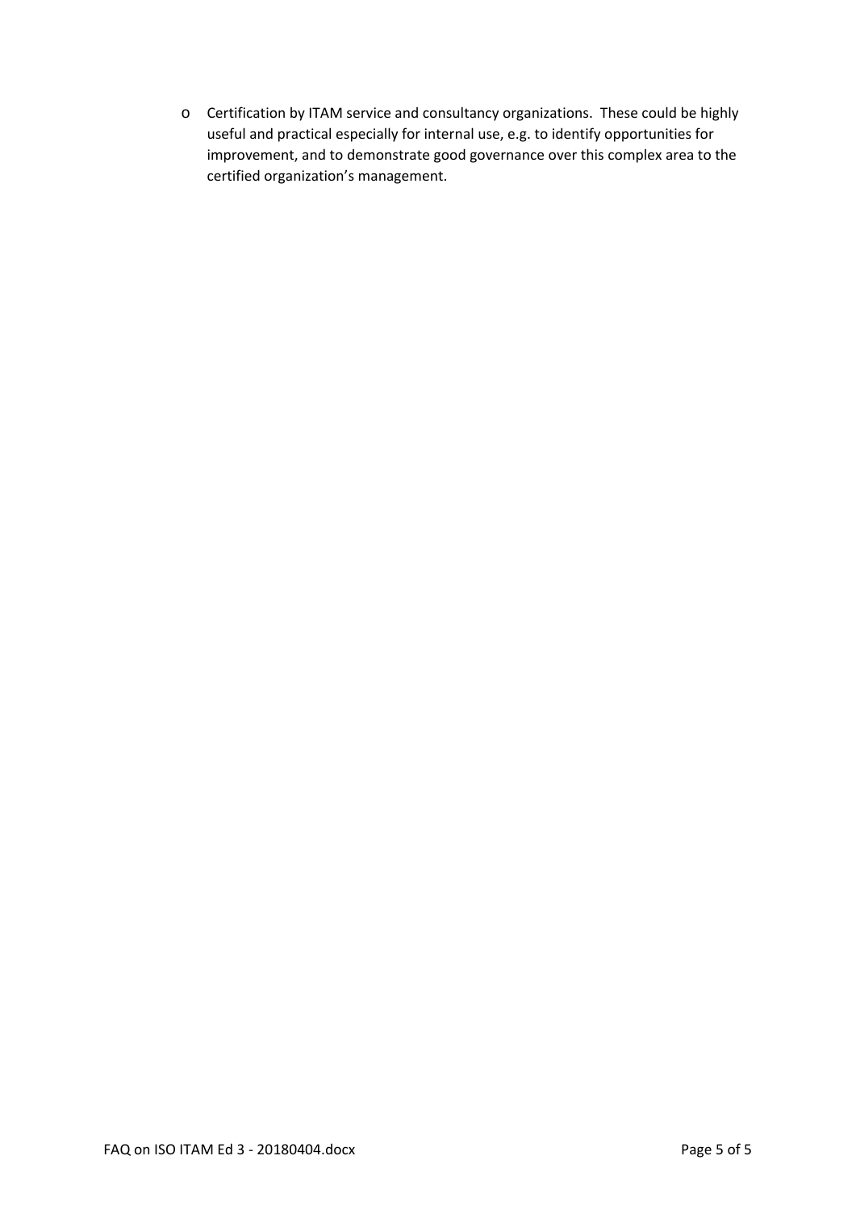- Certification by ITAM service and consultancy organizations. These could be highly useful and practical especially for internal use, e.g. to identify opportunities for improvement, and to demonstrate good governance over this complex area to the certified organization's management.